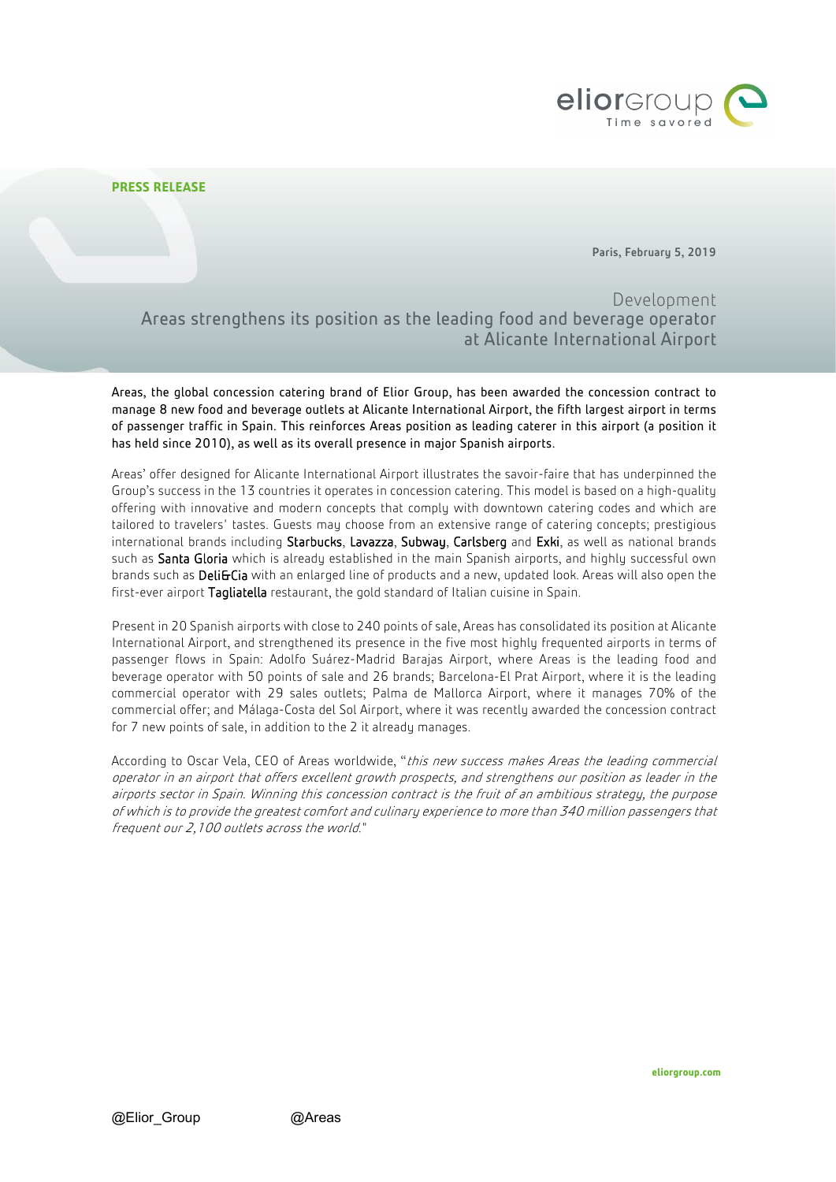**PRESS RELEASE**

**Paris, February 5, 2019**

## Development
## Areas strengthens its position as the leading food and beverage operator at Alicante International Airport

Areas, the global concession catering brand of Elior Group, has been awarded the concession contract to manage 8 new food and beverage outlets at Alicante International Airport, the fifth largest airport in terms of passenger traffic in Spain. This reinforces Areas position as leading caterer in this airport (a position it has held since 2010), as well as its overall presence in major Spanish airports.

Areas' offer designed for Alicante International Airport illustrates the savoir-faire that has underpinned the Group's success in the 13 countries it operates in concession catering. This model is based on a high-quality offering with innovative and modern concepts that comply with downtown catering codes and which are tailored to travelers' tastes. Guests may choose from an extensive range of catering concepts; prestigious international brands including Starbucks, Lavazza, Subway, Carlsberg and Exki, as well as national brands such as Santa Gloria which is already established in the main Spanish airports, and highly successful own brands such as Deli&Cia with an enlarged line of products and a new, updated look. Areas will also open the first-ever airport Tagliatella restaurant, the gold standard of Italian cuisine in Spain.

Present in 20 Spanish airports with close to 240 points of sale, Areas has consolidated its position at Alicante International Airport, and strengthened its presence in the five most highly frequented airports in terms of passenger flows in Spain: Adolfo Suárez-Madrid Barajas Airport, where Areas is the leading food and beverage operator with 50 points of sale and 26 brands; Barcelona-El Prat Airport, where it is the leading commercial operator with 29 sales outlets; Palma de Mallorca Airport, where it manages 70% of the commercial offer; and Málaga-Costa del Sol Airport, where it was recently awarded the concession contract for 7 new points of sale, in addition to the 2 it already manages.

According to Oscar Vela, CEO of Areas worldwide, "*this new success makes Areas the leading commercial operator in an airport that offers excellent growth prospects, and strengthens our position as leader in the airports sector in Spain. Winning this concession contract is the fruit of an ambitious strategy, the purpose of which is to provide the greatest comfort and culinary experience to more than 340 million passengers that frequent our 2,100 outlets across the world.*"

@Elior_Group @Areas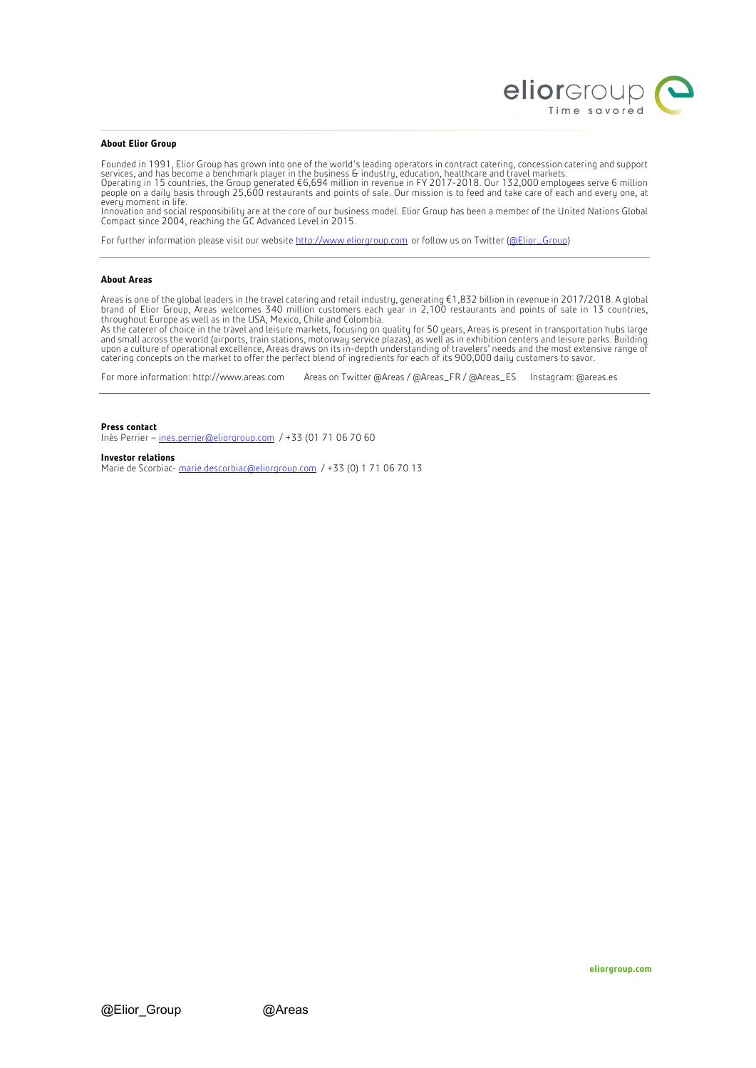**About Elior Group**

Founded in 1991, Elior Group has grown into one of the world's leading operators in contract catering, concession catering and support services, and has become a benchmark player in the business & industry, education, healthcare and travel markets.
Operating in 15 countries, the Group generated €6,694 million in revenue in FY 2017-2018. Our 132,000 employees serve 6 million people on a daily basis through 25,600 restaurants and points of sale. Our mission is to feed and take care of each and every one, at every moment in life.
Innovation and social responsibility are at the core of our business model. Elior Group has been a member of the United Nations Global Compact since 2004, reaching the GC Advanced Level in 2015.

For further information please visit our website http://www.eliorgroup.com or follow us on Twitter (@Elior_Group)

---

**About Areas**

Areas is one of the global leaders in the travel catering and retail industry, generating €1,832 billion in revenue in 2017/2018. A global brand of Elior Group, Areas welcomes 340 million customers each year in 2,100 restaurants and points of sale in 13 countries, throughout Europe as well as in the USA, Mexico, Chile and Colombia.
As the caterer of choice in the travel and leisure markets, focusing on quality for 50 years, Areas is present in transportation hubs large and small across the world (airports, train stations, motorway service plazas), as well as in exhibition centers and leisure parks. Building upon a culture of operational excellence, Areas draws on its in-depth understanding of travelers' needs and the most extensive range of catering concepts on the market to offer the perfect blend of ingredients for each of its 900,000 daily customers to savor.

For more information: http://www.areas.com Areas on Twitter @Areas / @Areas_FR / @Areas_ES Instagram: @areas.es

---

**Press contact**
Inès Perrier – ines.perrier@eliorgroup.com / +33 (01 71 06 70 60

**Investor relations**
Marie de Scorbiac- marie.descorbiac@eliorgroup.com / +33 (0) 1 71 06 70 13

eliorgroup.com

@Elior_Group @Areas